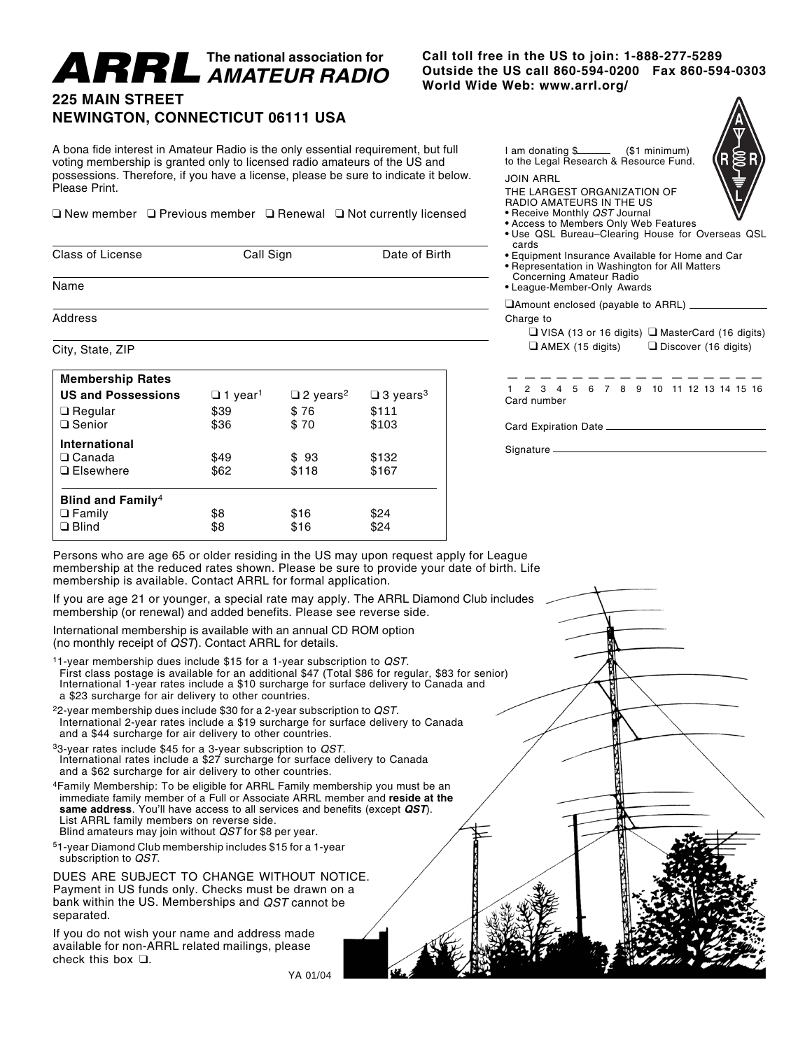# ARRL The national association for AMATEUR RADIO

**225 MAIN STREET**
**NEWINGTON, CONNECTICUT 06111 USA**

**Call toll free in the US to join: 1-888-277-5289**
**Outside the US call 860-594-0200 Fax 860-594-0303**
**World Wide Web: www.arrl.org/**

A bona fide interest in Amateur Radio is the only essential requirement, but full voting membership is granted only to licensed radio amateurs of the US and possessions. Therefore, if you have a license, please be sure to indicate it below. Please Print.

❑ New member ❑ Previous member ❑ Renewal ❑ Not currently licensed

Class of License ______ Call Sign ______ Date of Birth ______

Name ______

Address ______

City, State, ZIP ______

| **Membership Rates** | | | |
|---|---|---|---|
| **US and Possessions** | ❑ 1 year[1] | ❑ 2 years[2] | ❑ 3 years[3] |
| ❑ Regular | $39 | $ 76 | $111 |
| ❑ Senior | $36 | $ 70 | $103 |
| **International** | | | |
| ❑ Canada | $49 | $ 93 | $132 |
| ❑ Elsewhere | $62 | $118 | $167 |
| **Blind and Family**[4] | | | |
| ❑ Family | $8 | $16 | $24 |
| ❑ Blind | $8 | $16 | $24 |

I am donating $______ ($1 minimum) to the Legal Research & Resource Fund.

JOIN ARRL

THE LARGEST ORGANIZATION OF RADIO AMATEURS IN THE US

- Receive Monthly *QST* Journal
- Access to Members Only Web Features
- Use QSL Bureau–Clearing House for Overseas QSL cards
- Equipment Insurance Available for Home and Car
- Representation in Washington for All Matters Concerning Amateur Radio
- League-Member-Only Awards

❑Amount enclosed (payable to ARRL) ______

Charge to

❑ VISA (13 or 16 digits) ❑ MasterCard (16 digits)
❑ AMEX (15 digits) ❑ Discover (16 digits)

_ _ _ _ _ _ _ _ _ _ _ _ _ _ _ _
1 2 3 4 5 6 7 8 9 10 11 12 13 14 15 16
Card number

Card Expiration Date ______

Signature ______

Persons who are age 65 or older residing in the US may upon request apply for League membership at the reduced rates shown. Please be sure to provide your date of birth. Life membership is available. Contact ARRL for formal application.

If you are age 21 or younger, a special rate may apply. The ARRL Diamond Club includes membership (or renewal) and added benefits. Please see reverse side.

International membership is available with an annual CD ROM option (no monthly receipt of *QST*). Contact ARRL for details.

[1] 1-year membership dues include $15 for a 1-year subscription to *QST*. First class postage is available for an additional $47 (Total $86 for regular, $83 for senior) International 1-year rates include a $10 surcharge for surface delivery to Canada and a $23 surcharge for air delivery to other countries.

[2] 2-year membership dues include $30 for a 2-year subscription to *QST*. International 2-year rates include a $19 surcharge for surface delivery to Canada and a $44 surcharge for air delivery to other countries.

[3] 3-year rates include $45 for a 3-year subscription to *QST*. International rates include a $27 surcharge for surface delivery to Canada and a $62 surcharge for air delivery to other countries.

[4] Family Membership: To be eligible for ARRL Family membership you must be an immediate family member of a Full or Associate ARRL member and **reside at the same address**. You'll have access to all services and benefits (except ***QST***). List ARRL family members on reverse side. Blind amateurs may join without *QST* for $8 per year.

[5] 1-year Diamond Club membership includes $15 for a 1-year subscription to *QST*.

DUES ARE SUBJECT TO CHANGE WITHOUT NOTICE. Payment in US funds only. Checks must be drawn on a bank within the US. Memberships and *QST* cannot be separated.

If you do not wish your name and address made available for non-ARRL related mailings, please check this box ❑.

YA 01/04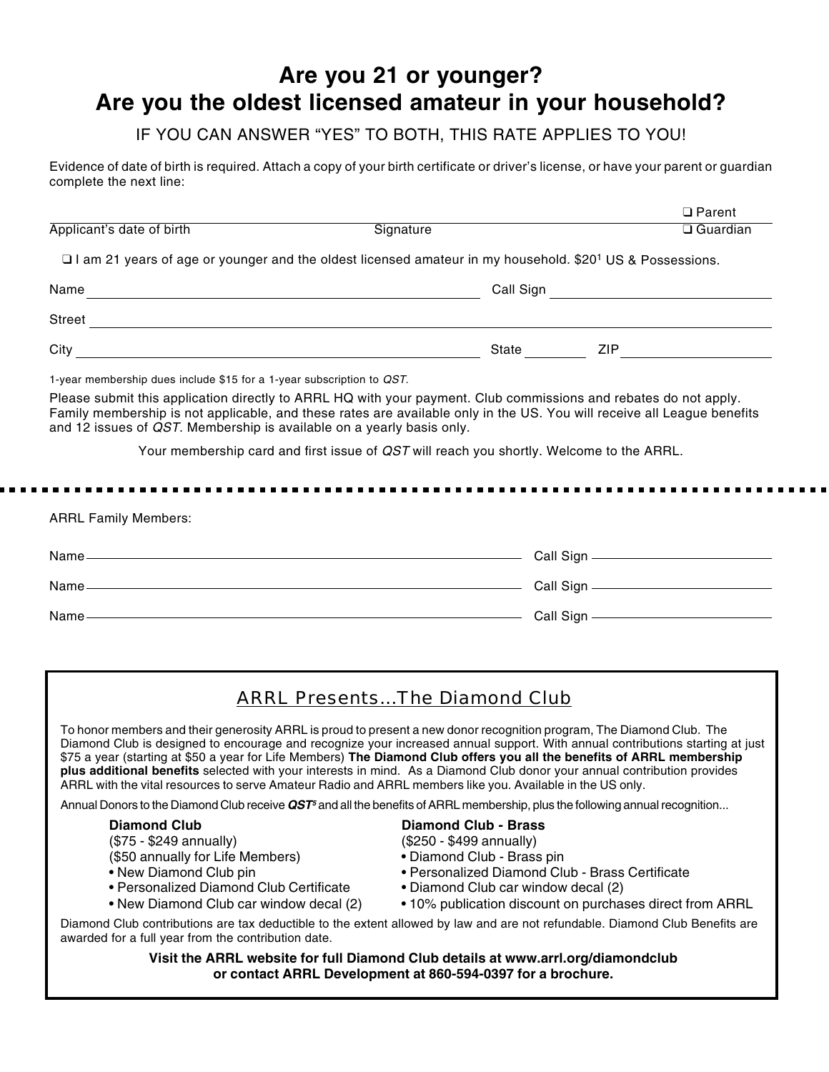# Are you 21 or younger?
# Are you the oldest licensed amateur in your household?

IF YOU CAN ANSWER "YES" TO BOTH, THIS RATE APPLIES TO YOU!

Evidence of date of birth is required. Attach a copy of your birth certificate or driver's license, or have your parent or guardian complete the next line:

Applicant's date of birth ____________________ Signature ____________________ ❑ Parent ❑ Guardian

❑ I am 21 years of age or younger and the oldest licensed amateur in my household. $20[1] US & Possessions.

Name ____________________ Call Sign ____________________

Street ____________________

City ____________________ State ________ ZIP ____________________

1-year membership dues include $15 for a 1-year subscription to *QST*.

Please submit this application directly to ARRL HQ with your payment. Club commissions and rebates do not apply. Family membership is not applicable, and these rates are available only in the US. You will receive all League benefits and 12 issues of *QST*. Membership is available on a yearly basis only.

Your membership card and first issue of *QST* will reach you shortly. Welcome to the ARRL.

---

ARRL Family Members:

Name ____________________ Call Sign ____________________

Name ____________________ Call Sign ____________________

Name ____________________ Call Sign ____________________

## ARRL Presents...The Diamond Club

To honor members and their generosity ARRL is proud to present a new donor recognition program, The Diamond Club. The Diamond Club is designed to encourage and recognize your increased annual support. With annual contributions starting at just $75 a year (starting at $50 a year for Life Members) **The Diamond Club offers you all the benefits of ARRL membership plus additional benefits** selected with your interests in mind. As a Diamond Club donor your annual contribution provides ARRL with the vital resources to serve Amateur Radio and ARRL members like you. Available in the US only.

Annual Donors to the Diamond Club receive ***QST***[5] and all the benefits of ARRL membership, plus the following annual recognition...

**Diamond Club**
($75 - $249 annually)
($50 annually for Life Members)
- New Diamond Club pin
- Personalized Diamond Club Certificate
- New Diamond Club car window decal (2)

**Diamond Club - Brass**
($250 - $499 annually)
- Diamond Club - Brass pin
- Personalized Diamond Club - Brass Certificate
- Diamond Club car window decal (2)
- 10% publication discount on purchases direct from ARRL

Diamond Club contributions are tax deductible to the extent allowed by law and are not refundable. Diamond Club Benefits are awarded for a full year from the contribution date.

**Visit the ARRL website for full Diamond Club details at www.arrl.org/diamondclub or contact ARRL Development at 860-594-0397 for a brochure.**